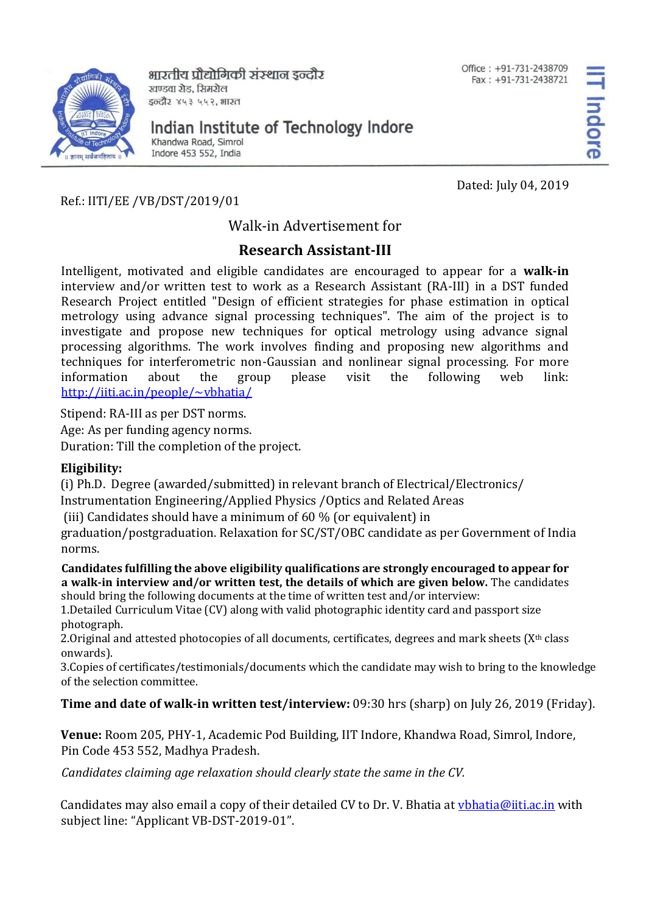भारतीय प्रौद्योगिकी संस्थान इन्दौर
खण्डवा रोड, सिमरोल
इन्दौर ४५३ ५५२, भारत

**Indian Institute of Technology Indore**
Khandwa Road, Simrol
Indore 453 552, India

Office : +91-731-2438709
Fax : +91-731-2438721

Dated: July 04, 2019

Ref.: IITI/EE /VB/DST/2019/01

Walk-in Advertisement for

## Research Assistant-III

Intelligent, motivated and eligible candidates are encouraged to appear for a **walk-in** interview and/or written test to work as a Research Assistant (RA-III) in a DST funded Research Project entitled "Design of efficient strategies for phase estimation in optical metrology using advance signal processing techniques". The aim of the project is to investigate and propose new techniques for optical metrology using advance signal processing algorithms. The work involves finding and proposing new algorithms and techniques for interferometric non-Gaussian and nonlinear signal processing. For more information about the group please visit the following web link: http://iiti.ac.in/people/~vbhatia/

Stipend: RA-III as per DST norms.
Age: As per funding agency norms.
Duration: Till the completion of the project.

**Eligibility:**
(i) Ph.D. Degree (awarded/submitted) in relevant branch of Electrical/Electronics/ Instrumentation Engineering/Applied Physics /Optics and Related Areas
(iii) Candidates should have a minimum of 60 % (or equivalent) in graduation/postgraduation. Relaxation for SC/ST/OBC candidate as per Government of India norms.

**Candidates fulfilling the above eligibility qualifications are strongly encouraged to appear for a walk-in interview and/or written test, the details of which are given below.** The candidates should bring the following documents at the time of written test and/or interview:
1.Detailed Curriculum Vitae (CV) along with valid photographic identity card and passport size photograph.
2.Original and attested photocopies of all documents, certificates, degrees and mark sheets (X$^{th}$ class onwards).
3.Copies of certificates/testimonials/documents which the candidate may wish to bring to the knowledge of the selection committee.

**Time and date of walk-in written test/interview:** 09:30 hrs (sharp) on July 26, 2019 (Friday).

**Venue:** Room 205, PHY-1, Academic Pod Building, IIT Indore, Khandwa Road, Simrol, Indore, Pin Code 453 552, Madhya Pradesh.

*Candidates claiming age relaxation should clearly state the same in the CV.*

Candidates may also email a copy of their detailed CV to Dr. V. Bhatia at vbhatia@iiti.ac.in with subject line: “Applicant VB-DST-2019-01”.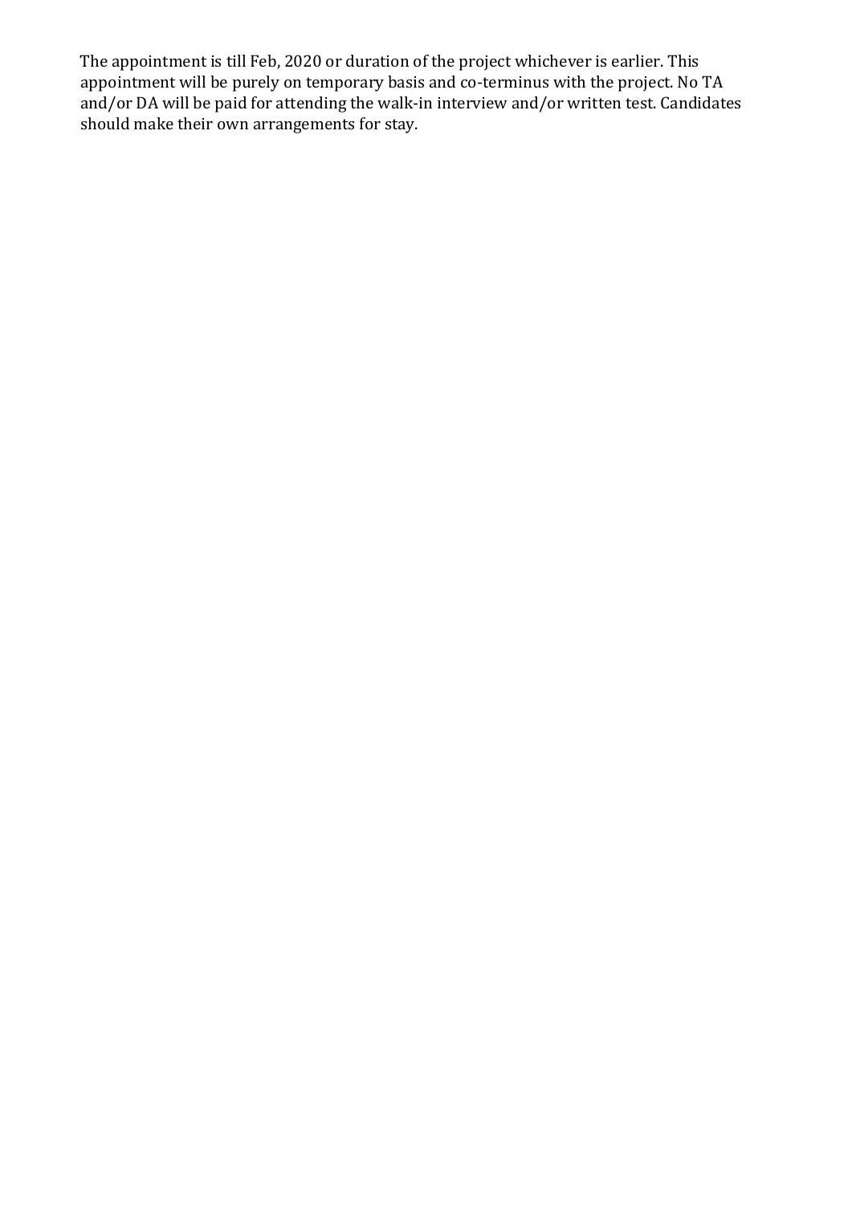The appointment is till Feb, 2020 or duration of the project whichever is earlier. This appointment will be purely on temporary basis and co-terminus with the project. No TA and/or DA will be paid for attending the walk-in interview and/or written test. Candidates should make their own arrangements for stay.